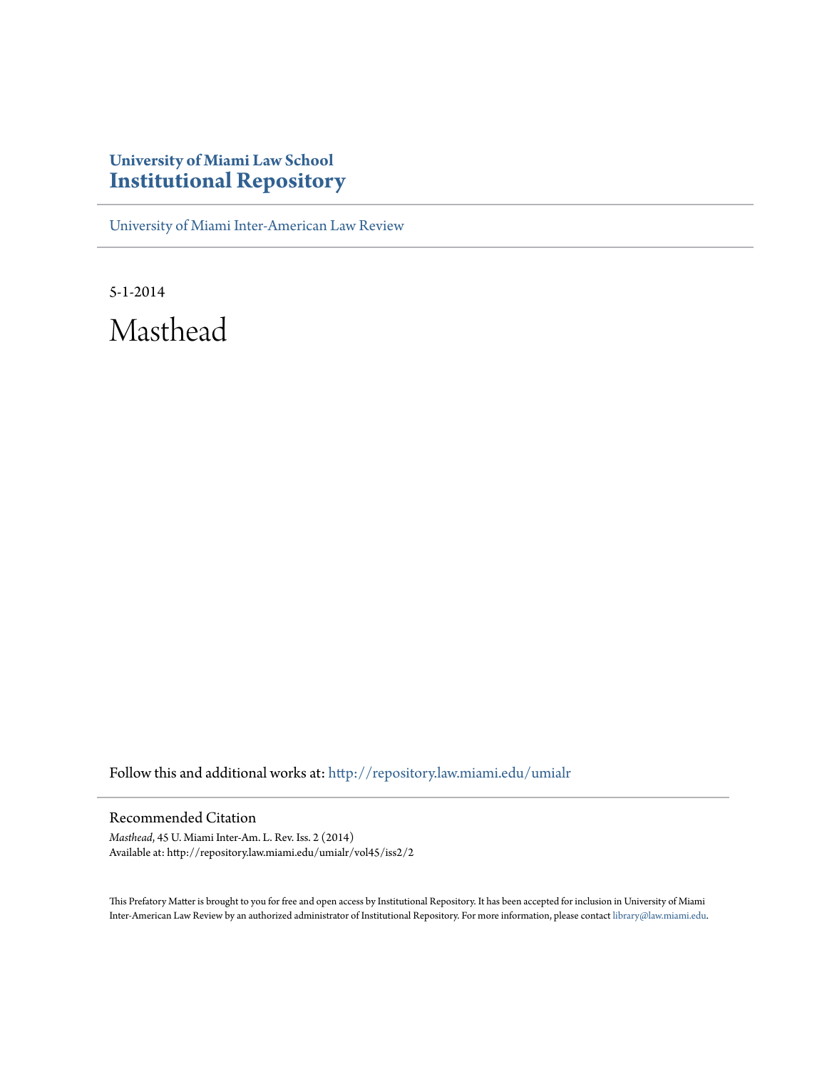**University of Miami Law School**
# Institutional Repository

University of Miami Inter-American Law Review

5-1-2014

# Masthead

Follow this and additional works at: http://repository.law.miami.edu/umialr

## Recommended Citation

*Masthead*, 45 U. Miami Inter-Am. L. Rev. Iss. 2 (2014)
Available at: http://repository.law.miami.edu/umialr/vol45/iss2/2

This Prefatory Matter is brought to you for free and open access by Institutional Repository. It has been accepted for inclusion in University of Miami Inter-American Law Review by an authorized administrator of Institutional Repository. For more information, please contact library@law.miami.edu.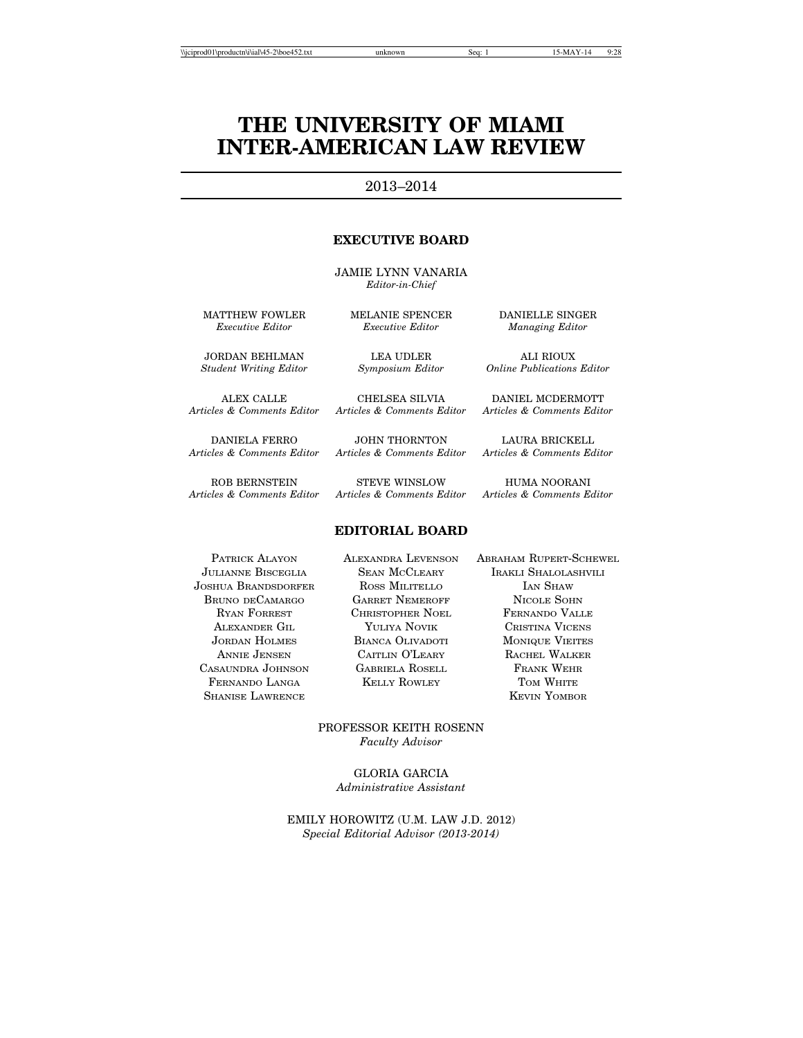# THE UNIVERSITY OF MIAMI INTER-AMERICAN LAW REVIEW

2013–2014

## EXECUTIVE BOARD

JAMIE LYNN VANARIA
*Editor-in-Chief*

MATTHEW FOWLER
*Executive Editor*

MELANIE SPENCER
*Executive Editor*

DANIELLE SINGER
*Managing Editor*

JORDAN BEHLMAN
*Student Writing Editor*

LEA UDLER
*Symposium Editor*

ALI RIOUX
*Online Publications Editor*

ALEX CALLE
*Articles & Comments Editor*

CHELSEA SILVIA
*Articles & Comments Editor*

DANIEL MCDERMOTT
*Articles & Comments Editor*

DANIELA FERRO
*Articles & Comments Editor*

JOHN THORNTON
*Articles & Comments Editor*

LAURA BRICKELL
*Articles & Comments Editor*

ROB BERNSTEIN
*Articles & Comments Editor*

STEVE WINSLOW
*Articles & Comments Editor*

HUMA NOORANI
*Articles & Comments Editor*

## EDITORIAL BOARD

Patrick Alayon
Julianne Bisceglia
Joshua Brandsdorfer
Bruno deCamargo
Ryan Forrest
Alexander Gil
Jordan Holmes
Annie Jensen
Casaundra Johnson
Fernando Langa
Shanise Lawrence
Alexandra Levenson
Sean McCleary
Ross Militello
Garret Nemeroff
Christopher Noel
Yuliya Novik
Bianca Olivadoti
Caitlin O'Leary
Gabriela Rosell
Kelly Rowley
Abraham Rupert-Schewel
Irakli Shalolashvili
Ian Shaw
Nicole Sohn
Fernando Valle
Cristina Vicens
Monique Vieites
Rachel Walker
Frank Wehr
Tom White
Kevin Yombor

PROFESSOR KEITH ROSENN
*Faculty Advisor*

GLORIA GARCIA
*Administrative Assistant*

EMILY HOROWITZ (U.M. LAW J.D. 2012)
*Special Editorial Advisor (2013-2014)*